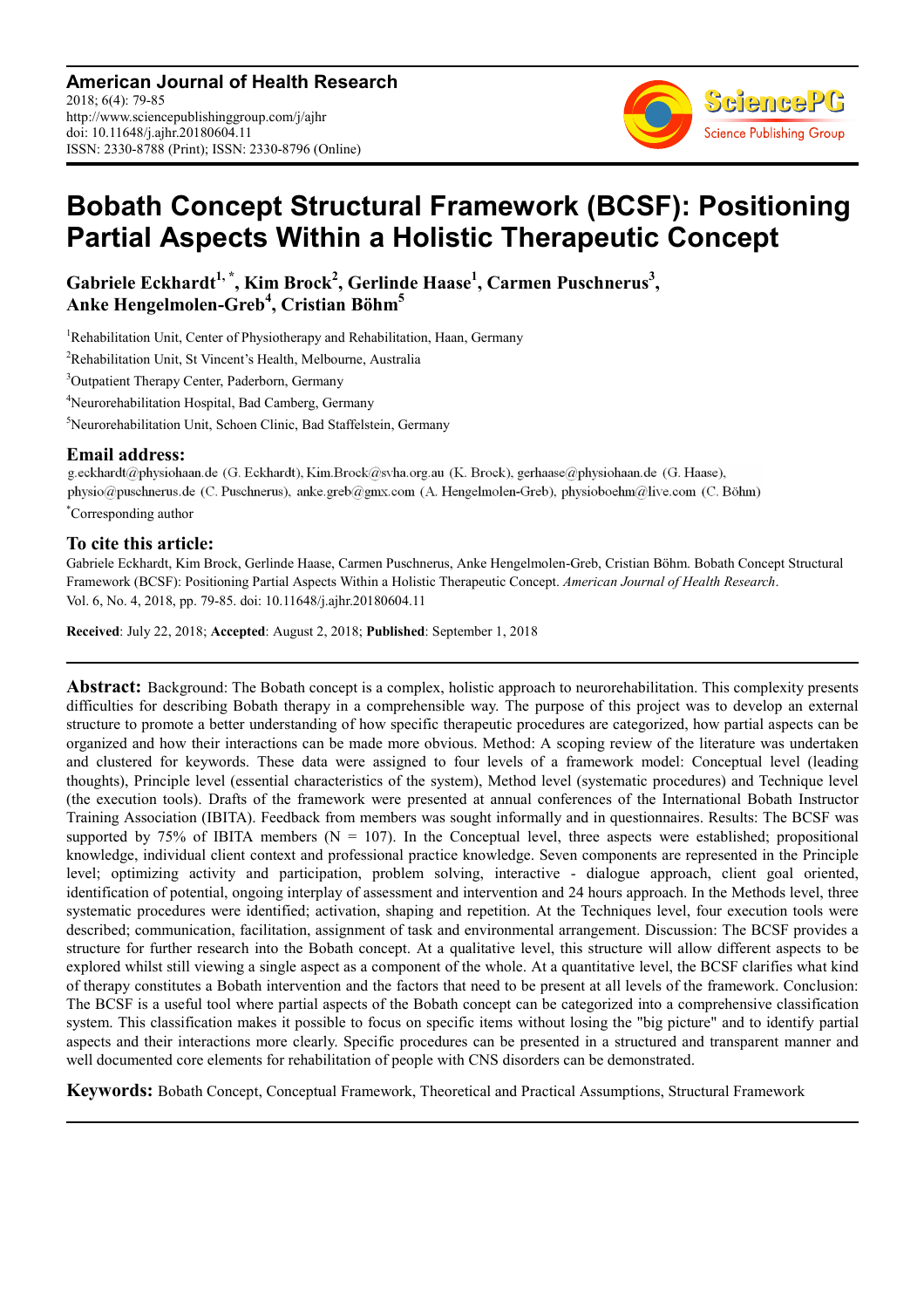# Bobath Concept Structural Framework (BCSF): Positioning Partial Aspects Within a Holistic Therapeutic Concept

**Gabriele Eckhardt[1, *], Kim Brock[2], Gerlinde Haase[1], Carmen Puschnerus[3], Anke Hengelmolen-Greb[4], Cristian Böhm[5]**

[1]Rehabilitation Unit, Center of Physiotherapy and Rehabilitation, Haan, Germany

[2]Rehabilitation Unit, St Vincent's Health, Melbourne, Australia

[3]Outpatient Therapy Center, Paderborn, Germany

[4]Neurorehabilitation Hospital, Bad Camberg, Germany

[5]Neurorehabilitation Unit, Schoen Clinic, Bad Staffelstein, Germany

## Email address:

g.eckhardt@physiohaan.de (G. Eckhardt), Kim.Brock@svha.org.au (K. Brock), gerhaase@physiohaan.de (G. Haase), physio@puschnerus.de (C. Puschnerus), anke.greb@gmx.com (A. Hengelmolen-Greb), physioboehm@live.com (C. Böhm)

[*]Corresponding author

## To cite this article:

Gabriele Eckhardt, Kim Brock, Gerlinde Haase, Carmen Puschnerus, Anke Hengelmolen-Greb, Cristian Böhm. Bobath Concept Structural Framework (BCSF): Positioning Partial Aspects Within a Holistic Therapeutic Concept. *American Journal of Health Research*. Vol. 6, No. 4, 2018, pp. 79-85. doi: 10.11648/j.ajhr.20180604.11

**Received**: July 22, 2018; **Accepted**: August 2, 2018; **Published**: September 1, 2018

---

**Abstract:** Background: The Bobath concept is a complex, holistic approach to neurorehabilitation. This complexity presents difficulties for describing Bobath therapy in a comprehensible way. The purpose of this project was to develop an external structure to promote a better understanding of how specific therapeutic procedures are categorized, how partial aspects can be organized and how their interactions can be made more obvious. Method: A scoping review of the literature was undertaken and clustered for keywords. These data were assigned to four levels of a framework model: Conceptual level (leading thoughts), Principle level (essential characteristics of the system), Method level (systematic procedures) and Technique level (the execution tools). Drafts of the framework were presented at annual conferences of the International Bobath Instructor Training Association (IBITA). Feedback from members was sought informally and in questionnaires. Results: The BCSF was supported by 75% of IBITA members (N = 107). In the Conceptual level, three aspects were established; propositional knowledge, individual client context and professional practice knowledge. Seven components are represented in the Principle level; optimizing activity and participation, problem solving, interactive - dialogue approach, client goal oriented, identification of potential, ongoing interplay of assessment and intervention and 24 hours approach. In the Methods level, three systematic procedures were identified; activation, shaping and repetition. At the Techniques level, four execution tools were described; communication, facilitation, assignment of task and environmental arrangement. Discussion: The BCSF provides a structure for further research into the Bobath concept. At a qualitative level, this structure will allow different aspects to be explored whilst still viewing a single aspect as a component of the whole. At a quantitative level, the BCSF clarifies what kind of therapy constitutes a Bobath intervention and the factors that need to be present at all levels of the framework. Conclusion: The BCSF is a useful tool where partial aspects of the Bobath concept can be categorized into a comprehensive classification system. This classification makes it possible to focus on specific items without losing the "big picture" and to identify partial aspects and their interactions more clearly. Specific procedures can be presented in a structured and transparent manner and well documented core elements for rehabilitation of people with CNS disorders can be demonstrated.

**Keywords:** Bobath Concept, Conceptual Framework, Theoretical and Practical Assumptions, Structural Framework

---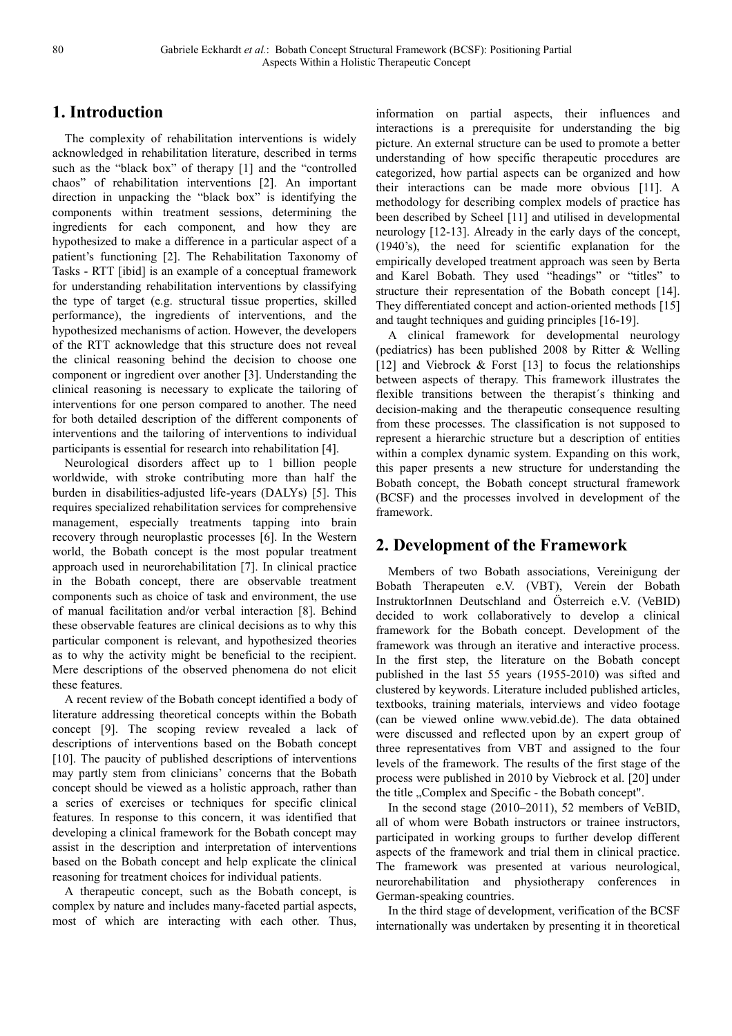## 1. Introduction

The complexity of rehabilitation interventions is widely acknowledged in rehabilitation literature, described in terms such as the "black box" of therapy [1] and the "controlled chaos" of rehabilitation interventions [2]. An important direction in unpacking the "black box" is identifying the components within treatment sessions, determining the ingredients for each component, and how they are hypothesized to make a difference in a particular aspect of a patient's functioning [2]. The Rehabilitation Taxonomy of Tasks - RTT [ibid] is an example of a conceptual framework for understanding rehabilitation interventions by classifying the type of target (e.g. structural tissue properties, skilled performance), the ingredients of interventions, and the hypothesized mechanisms of action. However, the developers of the RTT acknowledge that this structure does not reveal the clinical reasoning behind the decision to choose one component or ingredient over another [3]. Understanding the clinical reasoning is necessary to explicate the tailoring of interventions for one person compared to another. The need for both detailed description of the different components of interventions and the tailoring of interventions to individual participants is essential for research into rehabilitation [4].

Neurological disorders affect up to 1 billion people worldwide, with stroke contributing more than half the burden in disabilities-adjusted life-years (DALYs) [5]. This requires specialized rehabilitation services for comprehensive management, especially treatments tapping into brain recovery through neuroplastic processes [6]. In the Western world, the Bobath concept is the most popular treatment approach used in neurorehabilitation [7]. In clinical practice in the Bobath concept, there are observable treatment components such as choice of task and environment, the use of manual facilitation and/or verbal interaction [8]. Behind these observable features are clinical decisions as to why this particular component is relevant, and hypothesized theories as to why the activity might be beneficial to the recipient. Mere descriptions of the observed phenomena do not elicit these features.

A recent review of the Bobath concept identified a body of literature addressing theoretical concepts within the Bobath concept [9]. The scoping review revealed a lack of descriptions of interventions based on the Bobath concept [10]. The paucity of published descriptions of interventions may partly stem from clinicians' concerns that the Bobath concept should be viewed as a holistic approach, rather than a series of exercises or techniques for specific clinical features. In response to this concern, it was identified that developing a clinical framework for the Bobath concept may assist in the description and interpretation of interventions based on the Bobath concept and help explicate the clinical reasoning for treatment choices for individual patients.

A therapeutic concept, such as the Bobath concept, is complex by nature and includes many-faceted partial aspects, most of which are interacting with each other. Thus, information on partial aspects, their influences and interactions is a prerequisite for understanding the big picture. An external structure can be used to promote a better understanding of how specific therapeutic procedures are categorized, how partial aspects can be organized and how their interactions can be made more obvious [11]. A methodology for describing complex models of practice has been described by Scheel [11] and utilised in developmental neurology [12-13]. Already in the early days of the concept, (1940's), the need for scientific explanation for the empirically developed treatment approach was seen by Berta and Karel Bobath. They used "headings" or "titles" to structure their representation of the Bobath concept [14]. They differentiated concept and action-oriented methods [15] and taught techniques and guiding principles [16-19].

A clinical framework for developmental neurology (pediatrics) has been published 2008 by Ritter & Welling [12] and Viebrock & Forst [13] to focus the relationships between aspects of therapy. This framework illustrates the flexible transitions between the therapist´s thinking and decision-making and the therapeutic consequence resulting from these processes. The classification is not supposed to represent a hierarchic structure but a description of entities within a complex dynamic system. Expanding on this work, this paper presents a new structure for understanding the Bobath concept, the Bobath concept structural framework (BCSF) and the processes involved in development of the framework.

## 2. Development of the Framework

Members of two Bobath associations, Vereinigung der Bobath Therapeuten e.V. (VBT), Verein der Bobath InstruktorInnen Deutschland und Österreich e.V. (VeBID) decided to work collaboratively to develop a clinical framework for the Bobath concept. Development of the framework was through an iterative and interactive process. In the first step, the literature on the Bobath concept published in the last 55 years (1955-2010) was sifted and clustered by keywords. Literature included published articles, textbooks, training materials, interviews and video footage (can be viewed online www.vebid.de). The data obtained were discussed and reflected upon by an expert group of three representatives from VBT and assigned to the four levels of the framework. The results of the first stage of the process were published in 2010 by Viebrock et al. [20] under the title „Complex and Specific - the Bobath concept".

In the second stage (2010–2011), 52 members of VeBID, all of whom were Bobath instructors or trainee instructors, participated in working groups to further develop different aspects of the framework and trial them in clinical practice. The framework was presented at various neurological, neurorehabilitation and physiotherapy conferences in German-speaking countries.

In the third stage of development, verification of the BCSF internationally was undertaken by presenting it in theoretical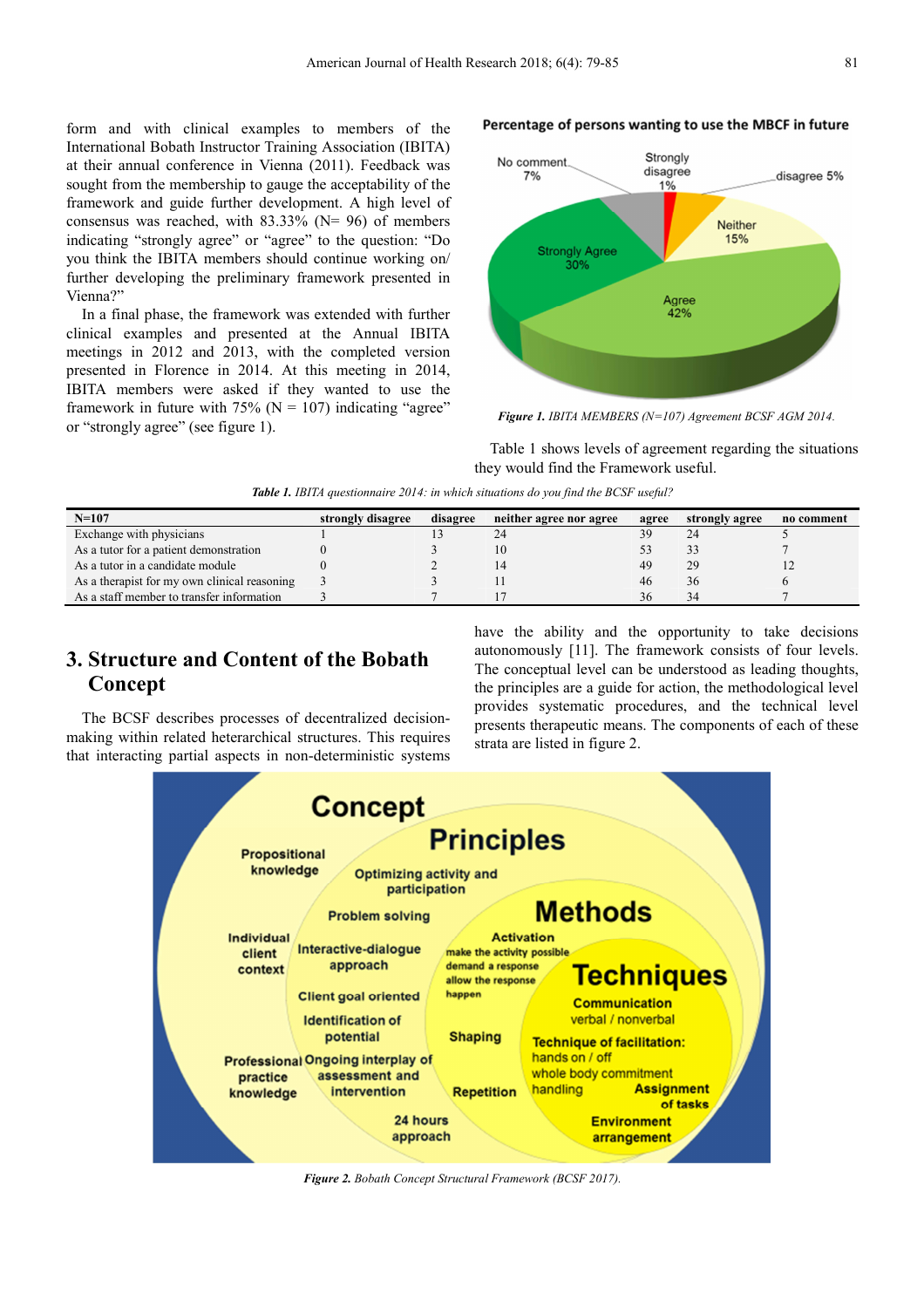form and with clinical examples to members of the International Bobath Instructor Training Association (IBITA) at their annual conference in Vienna (2011). Feedback was sought from the membership to gauge the acceptability of the framework and guide further development. A high level of consensus was reached, with 83.33% (N= 96) of members indicating "strongly agree" or "agree" to the question: "Do you think the IBITA members should continue working on/ further developing the preliminary framework presented in Vienna?"

In a final phase, the framework was extended with further clinical examples and presented at the Annual IBITA meetings in 2012 and 2013, with the completed version presented in Florence in 2014. At this meeting in 2014, IBITA members were asked if they wanted to use the framework in future with 75% (N = 107) indicating "agree" or "strongly agree" (see figure 1).

*Figure 1. IBITA MEMBERS (N=107) Agreement BCSF AGM 2014.*

Table 1 shows levels of agreement regarding the situations they would find the Framework useful.

*Table 1. IBITA questionnaire 2014: in which situations do you find the BCSF useful?*

| N=107 | strongly disagree | disagree | neither agree nor agree | agree | strongly agree | no comment |
|---|---|---|---|---|---|---|
| Exchange with physicians | 1 | 13 | 24 | 39 | 24 | 5 |
| As a tutor for a patient demonstration | 0 | 3 | 10 | 53 | 33 | 7 |
| As a tutor in a candidate module | 0 | 2 | 14 | 49 | 29 | 12 |
| As a therapist for my own clinical reasoning | 3 | 3 | 11 | 46 | 36 | 6 |
| As a staff member to transfer information | 3 | 7 | 17 | 36 | 34 | 7 |

## 3. Structure and Content of the Bobath Concept

The BCSF describes processes of decentralized decision-making within related heterarchical structures. This requires that interacting partial aspects in non-deterministic systems have the ability and the opportunity to take decisions autonomously [11]. The framework consists of four levels. The conceptual level can be understood as leading thoughts, the principles are a guide for action, the methodological level provides systematic procedures, and the technical level presents therapeutic means. The components of each of these strata are listed in figure 2.

*Figure 2. Bobath Concept Structural Framework (BCSF 2017).*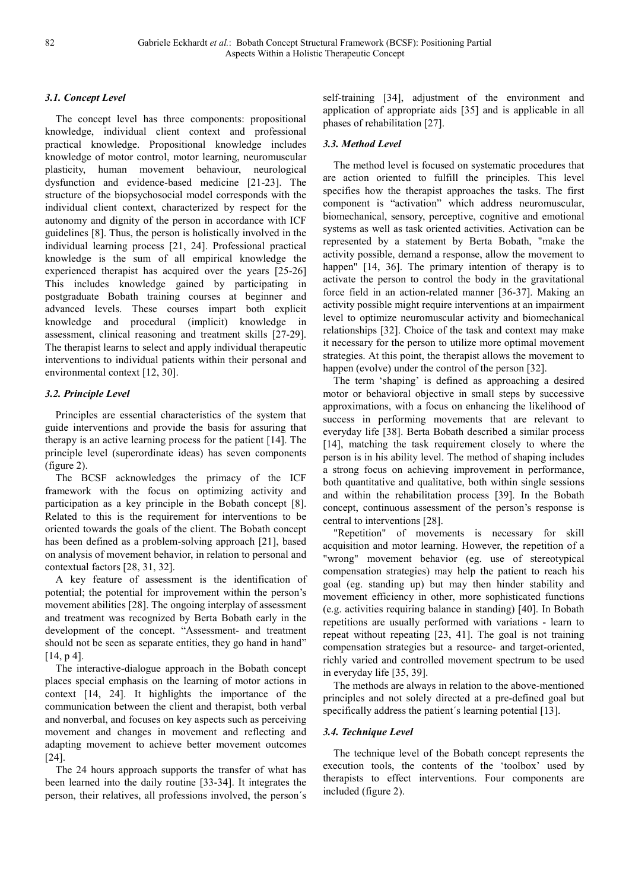### 3.1. Concept Level

The concept level has three components: propositional knowledge, individual client context and professional practical knowledge. Propositional knowledge includes knowledge of motor control, motor learning, neuromuscular plasticity, human movement behaviour, neurological dysfunction and evidence-based medicine [21-23]. The structure of the biopsychosocial model corresponds with the individual client context, characterized by respect for the autonomy and dignity of the person in accordance with ICF guidelines [8]. Thus, the person is holistically involved in the individual learning process [21, 24]. Professional practical knowledge is the sum of all empirical knowledge the experienced therapist has acquired over the years [25-26] This includes knowledge gained by participating in postgraduate Bobath training courses at beginner and advanced levels. These courses impart both explicit knowledge and procedural (implicit) knowledge in assessment, clinical reasoning and treatment skills [27-29]. The therapist learns to select and apply individual therapeutic interventions to individual patients within their personal and environmental context [12, 30].

### 3.2. Principle Level

Principles are essential characteristics of the system that guide interventions and provide the basis for assuring that therapy is an active learning process for the patient [14]. The principle level (superordinate ideas) has seven components (figure 2).

The BCSF acknowledges the primacy of the ICF framework with the focus on optimizing activity and participation as a key principle in the Bobath concept [8]. Related to this is the requirement for interventions to be oriented towards the goals of the client. The Bobath concept has been defined as a problem-solving approach [21], based on analysis of movement behavior, in relation to personal and contextual factors [28, 31, 32].

A key feature of assessment is the identification of potential; the potential for improvement within the person's movement abilities [28]. The ongoing interplay of assessment and treatment was recognized by Berta Bobath early in the development of the concept. "Assessment- and treatment should not be seen as separate entities, they go hand in hand" [14, p 4].

The interactive-dialogue approach in the Bobath concept places special emphasis on the learning of motor actions in context [14, 24]. It highlights the importance of the communication between the client and therapist, both verbal and nonverbal, and focuses on key aspects such as perceiving movement and changes in movement and reflecting and adapting movement to achieve better movement outcomes [24].

The 24 hours approach supports the transfer of what has been learned into the daily routine [33-34]. It integrates the person, their relatives, all professions involved, the person´s self-training [34], adjustment of the environment and application of appropriate aids [35] and is applicable in all phases of rehabilitation [27].

### 3.3. Method Level

The method level is focused on systematic procedures that are action oriented to fulfill the principles. This level specifies how the therapist approaches the tasks. The first component is "activation" which address neuromuscular, biomechanical, sensory, perceptive, cognitive and emotional systems as well as task oriented activities. Activation can be represented by a statement by Berta Bobath, "make the activity possible, demand a response, allow the movement to happen" [14, 36]. The primary intention of therapy is to activate the person to control the body in the gravitational force field in an action-related manner [36-37]. Making an activity possible might require interventions at an impairment level to optimize neuromuscular activity and biomechanical relationships [32]. Choice of the task and context may make it necessary for the person to utilize more optimal movement strategies. At this point, the therapist allows the movement to happen (evolve) under the control of the person [32].

The term 'shaping' is defined as approaching a desired motor or behavioral objective in small steps by successive approximations, with a focus on enhancing the likelihood of success in performing movements that are relevant to everyday life [38]. Berta Bobath described a similar process [14], matching the task requirement closely to where the person is in his ability level. The method of shaping includes a strong focus on achieving improvement in performance, both quantitative and qualitative, both within single sessions and within the rehabilitation process [39]. In the Bobath concept, continuous assessment of the person's response is central to interventions [28].

"Repetition" of movements is necessary for skill acquisition and motor learning. However, the repetition of a "wrong" movement behavior (eg. use of stereotypical compensation strategies) may help the patient to reach his goal (eg. standing up) but may then hinder stability and movement efficiency in other, more sophisticated functions (e.g. activities requiring balance in standing) [40]. In Bobath repetitions are usually performed with variations - learn to repeat without repeating [23, 41]. The goal is not training compensation strategies but a resource- and target-oriented, richly varied and controlled movement spectrum to be used in everyday life [35, 39].

The methods are always in relation to the above-mentioned principles and not solely directed at a pre-defined goal but specifically address the patient´s learning potential [13].

### 3.4. Technique Level

The technique level of the Bobath concept represents the execution tools, the contents of the 'toolbox' used by therapists to effect interventions. Four components are included (figure 2).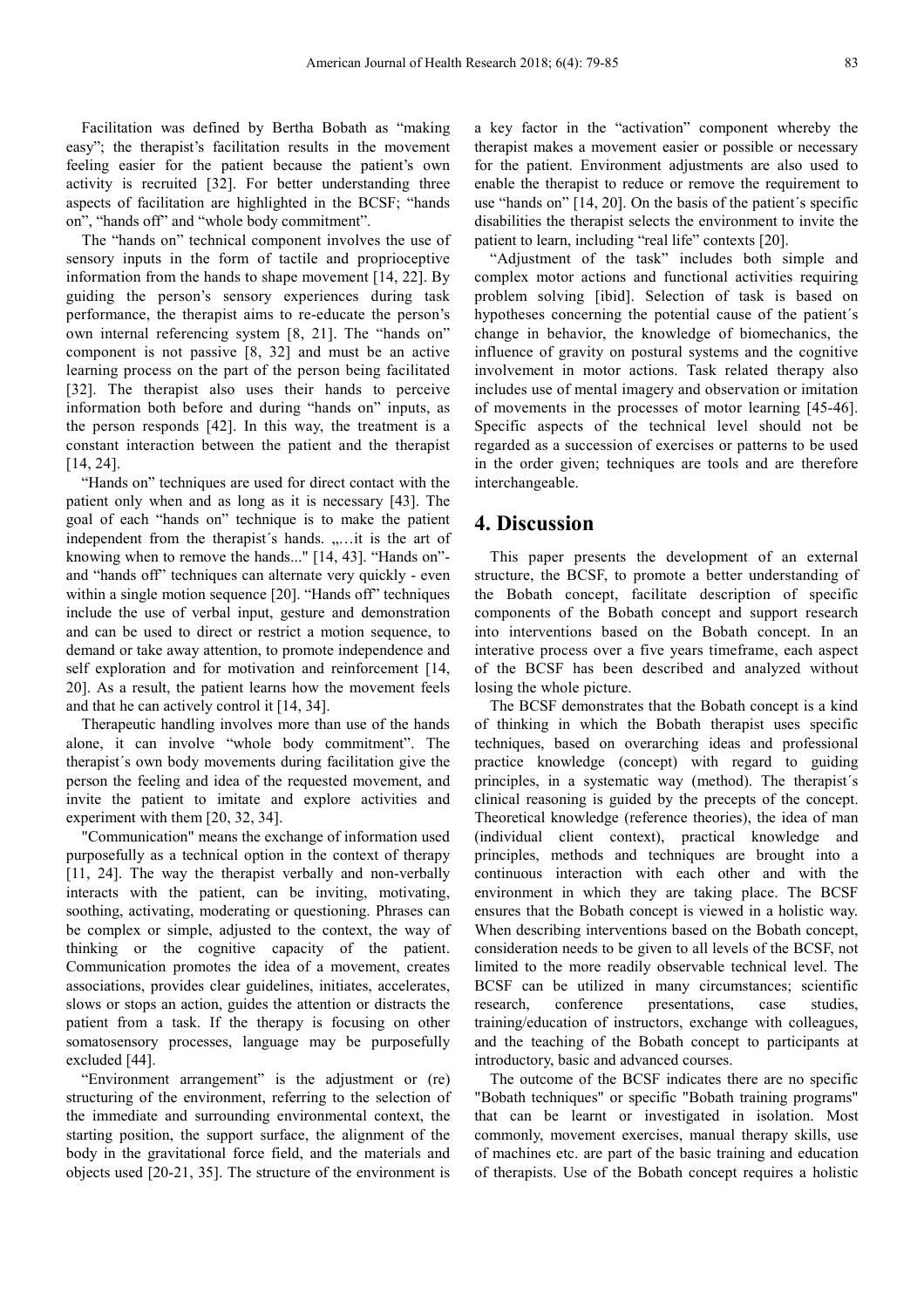Facilitation was defined by Bertha Bobath as "making easy"; the therapist's facilitation results in the movement feeling easier for the patient because the patient's own activity is recruited [32]. For better understanding three aspects of facilitation are highlighted in the BCSF; "hands on", "hands off" and "whole body commitment".

The "hands on" technical component involves the use of sensory inputs in the form of tactile and proprioceptive information from the hands to shape movement [14, 22]. By guiding the person's sensory experiences during task performance, the therapist aims to re-educate the person's own internal referencing system [8, 21]. The "hands on" component is not passive [8, 32] and must be an active learning process on the part of the person being facilitated [32]. The therapist also uses their hands to perceive information both before and during "hands on" inputs, as the person responds [42]. In this way, the treatment is a constant interaction between the patient and the therapist [14, 24].

"Hands on" techniques are used for direct contact with the patient only when and as long as it is necessary [43]. The goal of each "hands on" technique is to make the patient independent from the therapist´s hands. „…it is the art of knowing when to remove the hands..." [14, 43]. "Hands on"- and "hands off" techniques can alternate very quickly - even within a single motion sequence [20]. "Hands off" techniques include the use of verbal input, gesture and demonstration and can be used to direct or restrict a motion sequence, to demand or take away attention, to promote independence and self exploration and for motivation and reinforcement [14, 20]. As a result, the patient learns how the movement feels and that he can actively control it [14, 34].

Therapeutic handling involves more than use of the hands alone, it can involve "whole body commitment". The therapist´s own body movements during facilitation give the person the feeling and idea of the requested movement, and invite the patient to imitate and explore activities and experiment with them [20, 32, 34].

"Communication" means the exchange of information used purposefully as a technical option in the context of therapy [11, 24]. The way the therapist verbally and non-verbally interacts with the patient, can be inviting, motivating, soothing, activating, moderating or questioning. Phrases can be complex or simple, adjusted to the context, the way of thinking or the cognitive capacity of the patient. Communication promotes the idea of a movement, creates associations, provides clear guidelines, initiates, accelerates, slows or stops an action, guides the attention or distracts the patient from a task. If the therapy is focusing on other somatosensory processes, language may be purposefully excluded [44].

"Environment arrangement" is the adjustment or (re) structuring of the environment, referring to the selection of the immediate and surrounding environmental context, the starting position, the support surface, the alignment of the body in the gravitational force field, and the materials and objects used [20-21, 35]. The structure of the environment is a key factor in the "activation" component whereby the therapist makes a movement easier or possible or necessary for the patient. Environment adjustments are also used to enable the therapist to reduce or remove the requirement to use "hands on" [14, 20]. On the basis of the patient´s specific disabilities the therapist selects the environment to invite the patient to learn, including "real life" contexts [20].

"Adjustment of the task" includes both simple and complex motor actions and functional activities requiring problem solving [ibid]. Selection of task is based on hypotheses concerning the potential cause of the patient´s change in behavior, the knowledge of biomechanics, the influence of gravity on postural systems and the cognitive involvement in motor actions. Task related therapy also includes use of mental imagery and observation or imitation of movements in the processes of motor learning [45-46]. Specific aspects of the technical level should not be regarded as a succession of exercises or patterns to be used in the order given; techniques are tools and are therefore interchangeable.

## 4. Discussion

This paper presents the development of an external structure, the BCSF, to promote a better understanding of the Bobath concept, facilitate description of specific components of the Bobath concept and support research into interventions based on the Bobath concept. In an interative process over a five years timeframe, each aspect of the BCSF has been described and analyzed without losing the whole picture.

The BCSF demonstrates that the Bobath concept is a kind of thinking in which the Bobath therapist uses specific techniques, based on overarching ideas and professional practice knowledge (concept) with regard to guiding principles, in a systematic way (method). The therapist´s clinical reasoning is guided by the precepts of the concept. Theoretical knowledge (reference theories), the idea of man (individual client context), practical knowledge and principles, methods and techniques are brought into a continuous interaction with each other and with the environment in which they are taking place. The BCSF ensures that the Bobath concept is viewed in a holistic way. When describing interventions based on the Bobath concept, consideration needs to be given to all levels of the BCSF, not limited to the more readily observable technical level. The BCSF can be utilized in many circumstances; scientific research, conference presentations, case studies, training/education of instructors, exchange with colleagues, and the teaching of the Bobath concept to participants at introductory, basic and advanced courses.

The outcome of the BCSF indicates there are no specific "Bobath techniques" or specific "Bobath training programs" that can be learnt or investigated in isolation. Most commonly, movement exercises, manual therapy skills, use of machines etc. are part of the basic training and education of therapists. Use of the Bobath concept requires a holistic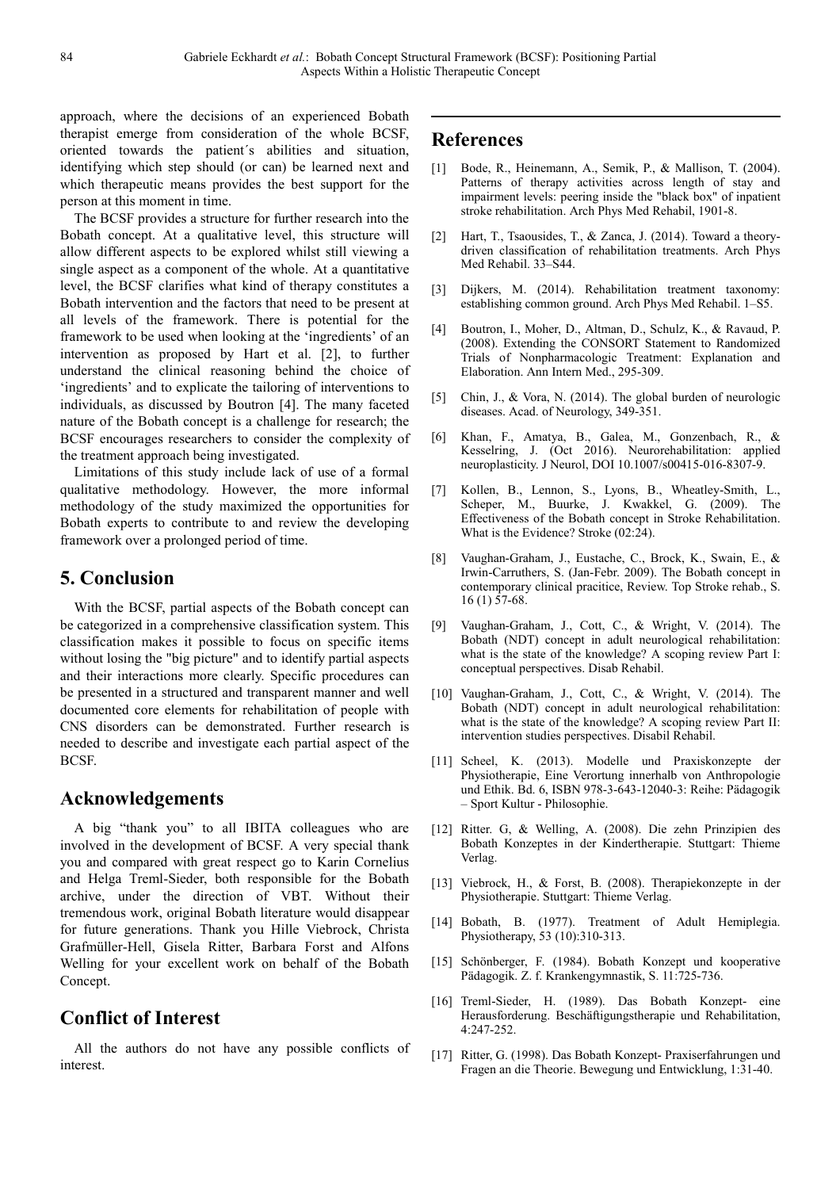approach, where the decisions of an experienced Bobath therapist emerge from consideration of the whole BCSF, oriented towards the patient´s abilities and situation, identifying which step should (or can) be learned next and which therapeutic means provides the best support for the person at this moment in time.

The BCSF provides a structure for further research into the Bobath concept. At a qualitative level, this structure will allow different aspects to be explored whilst still viewing a single aspect as a component of the whole. At a quantitative level, the BCSF clarifies what kind of therapy constitutes a Bobath intervention and the factors that need to be present at all levels of the framework. There is potential for the framework to be used when looking at the 'ingredients' of an intervention as proposed by Hart et al. [2], to further understand the clinical reasoning behind the choice of 'ingredients' and to explicate the tailoring of interventions to individuals, as discussed by Boutron [4]. The many faceted nature of the Bobath concept is a challenge for research; the BCSF encourages researchers to consider the complexity of the treatment approach being investigated.

Limitations of this study include lack of use of a formal qualitative methodology. However, the more informal methodology of the study maximized the opportunities for Bobath experts to contribute to and review the developing framework over a prolonged period of time.

## 5. Conclusion

With the BCSF, partial aspects of the Bobath concept can be categorized in a comprehensive classification system. This classification makes it possible to focus on specific items without losing the "big picture" and to identify partial aspects and their interactions more clearly. Specific procedures can be presented in a structured and transparent manner and well documented core elements for rehabilitation of people with CNS disorders can be demonstrated. Further research is needed to describe and investigate each partial aspect of the BCSF.

## Acknowledgements

A big "thank you" to all IBITA colleagues who are involved in the development of BCSF. A very special thank you and compared with great respect go to Karin Cornelius and Helga Treml-Sieder, both responsible for the Bobath archive, under the direction of VBT. Without their tremendous work, original Bobath literature would disappear for future generations. Thank you Hille Viebrock, Christa Grafmüller-Hell, Gisela Ritter, Barbara Forst and Alfons Welling for your excellent work on behalf of the Bobath Concept.

## Conflict of Interest

All the authors do not have any possible conflicts of interest.

## References

[1] Bode, R., Heinemann, A., Semik, P., & Mallison, T. (2004). Patterns of therapy activities across length of stay and impairment levels: peering inside the "black box" of inpatient stroke rehabilitation. Arch Phys Med Rehabil, 1901-8.

[2] Hart, T., Tsaousides, T., & Zanca, J. (2014). Toward a theory-driven classification of rehabilitation treatments. Arch Phys Med Rehabil. 33–S44.

[3] Dijkers, M. (2014). Rehabilitation treatment taxonomy: establishing common ground. Arch Phys Med Rehabil. 1–S5.

[4] Boutron, I., Moher, D., Altman, D., Schulz, K., & Ravaud, P. (2008). Extending the CONSORT Statement to Randomized Trials of Nonpharmacologic Treatment: Explanation and Elaboration. Ann Intern Med., 295-309.

[5] Chin, J., & Vora, N. (2014). The global burden of neurologic diseases. Acad. of Neurology, 349-351.

[6] Khan, F., Amatya, B., Galea, M., Gonzenbach, R., & Kesselring, J. (Oct 2016). Neurorehabilitation: applied neuroplasticity. J Neurol, DOI 10.1007/s00415-016-8307-9.

[7] Kollen, B., Lennon, S., Lyons, B., Wheatley-Smith, L., Scheper, M., Buurke, J. Kwakkel, G. (2009). The Effectiveness of the Bobath concept in Stroke Rehabilitation. What is the Evidence? Stroke (02:24).

[8] Vaughan-Graham, J., Eustache, C., Brock, K., Swain, E., & Irwin-Carruthers, S. (Jan-Febr. 2009). The Bobath concept in contemporary clinical pracitice, Review. Top Stroke rehab., S. 16 (1) 57-68.

[9] Vaughan-Graham, J., Cott, C., & Wright, V. (2014). The Bobath (NDT) concept in adult neurological rehabilitation: what is the state of the knowledge? A scoping review Part I: conceptual perspectives. Disab Rehabil.

[10] Vaughan-Graham, J., Cott, C., & Wright, V. (2014). The Bobath (NDT) concept in adult neurological rehabilitation: what is the state of the knowledge? A scoping review Part II: intervention studies perspectives. Disabil Rehabil.

[11] Scheel, K. (2013). Modelle und Praxiskonzepte der Physiotherapie, Eine Verortung innerhalb von Anthropologie und Ethik. Bd. 6, ISBN 978-3-643-12040-3: Reihe: Pädagogik – Sport Kultur - Philosophie.

[12] Ritter. G, & Welling, A. (2008). Die zehn Prinzipien des Bobath Konzeptes in der Kindertherapie. Stuttgart: Thieme Verlag.

[13] Viebrock, H., & Forst, B. (2008). Therapiekonzepte in der Physiotherapie. Stuttgart: Thieme Verlag.

[14] Bobath, B. (1977). Treatment of Adult Hemiplegia. Physiotherapy, 53 (10):310-313.

[15] Schönberger, F. (1984). Bobath Konzept und kooperative Pädagogik. Z. f. Krankengymnastik, S. 11:725-736.

[16] Treml-Sieder, H. (1989). Das Bobath Konzept- eine Herausforderung. Beschäftigungstherapie und Rehabilitation, 4:247-252.

[17] Ritter, G. (1998). Das Bobath Konzept- Praxiserfahrungen und Fragen an die Theorie. Bewegung und Entwicklung, 1:31-40.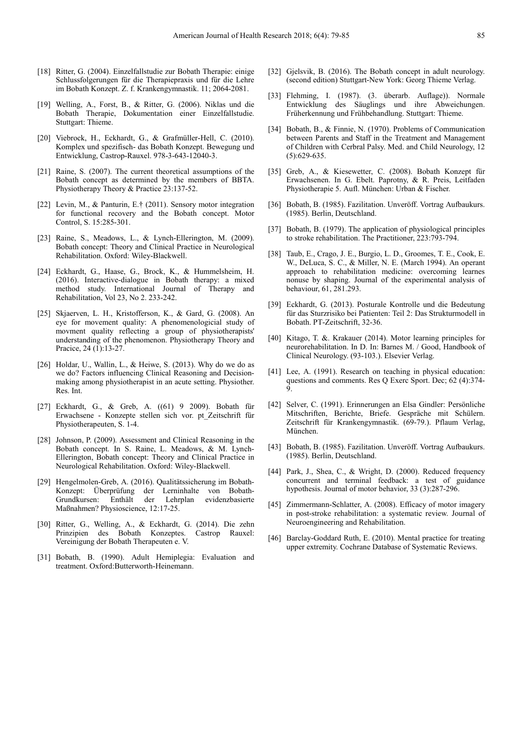[18] Ritter, G. (2004). Einzelfallstudie zur Bobath Therapie: einige Schlussfolgerungen für die Therapiepraxis und für die Lehre im Bobath Konzept. Z. f. Krankengymnastik. 11; 2064-2081.

[19] Welling, A., Forst, B., & Ritter, G. (2006). Niklas und die Bobath Therapie, Dokumentation einer Einzelfallstudie. Stuttgart: Thieme.

[20] Viebrock, H., Eckhardt, G., & Grafmüller-Hell, C. (2010). Komplex und spezifisch- das Bobath Konzept. Bewegung und Entwicklung, Castrop-Rauxel. 978-3-643-12040-3.

[21] Raine, S. (2007). The current theoretical assumptions of the Bobath concept as determined by the members of BBTA. Physiotherapy Theory & Practice 23:137-52.

[22] Levin, M., & Panturin, E.† (2011). Sensory motor integration for functional recovery and the Bobath concept. Motor Control, S. 15:285-301.

[23] Raine, S., Meadows, L., & Lynch-Ellerington, M. (2009). Bobath concept: Theory and Clinical Practice in Neurological Rehabilitation. Oxford: Wiley-Blackwell.

[24] Eckhardt, G., Haase, G., Brock, K., & Hummelsheim, H. (2016). Interactive-dialogue in Bobath therapy: a mixed method study. International Journal of Therapy and Rehabilitation, Vol 23, No 2. 233-242.

[25] Skjaerven, L. H., Kristofferson, K., & Gard, G. (2008). An eye for movement quality: A phenomenologicial study of movment quality reflecting a group of physiotherapists' understanding of the phenomenon. Physiotherapy Theory and Pracice, 24 (1):13-27.

[26] Holdar, U., Wallin, L., & Heiwe, S. (2013). Why do we do as we do? Factors influencing Clinical Reasoning and Decision-making among physiotherapist in an acute setting. Physiother. Res. Int.

[27] Eckhardt, G., & Greb, A. ((61) 9 2009). Bobath für Erwachsene - Konzepte stellen sich vor. pt_Zeitschrift für Physiotherapeuten, S. 1-4.

[28] Johnson, P. (2009). Assessment and Clinical Reasoning in the Bobath concept. In S. Raine, L. Meadows, & M. Lynch-Ellerington, Bobath concept: Theory and Clinical Practice in Neurological Rehabilitation. Oxford: Wiley-Blackwell.

[29] Hengelmolen-Greb, A. (2016). Qualitätssicherung im Bobath-Konzept: Überprüfung der Lerninhalte von Bobath-Grundkursen: Enthält der Lehrplan evidenzbasierte Maßnahmen? Physioscience, 12:17-25.

[30] Ritter, G., Welling, A., & Eckhardt, G. (2014). Die zehn Prinzipien des Bobath Konzeptes. Castrop Rauxel: Vereinigung der Bobath Therapeuten e. V.

[31] Bobath, B. (1990). Adult Hemiplegia: Evaluation and treatment. Oxford:Butterworth-Heinemann.

[32] Gjelsvik, B. (2016). The Bobath concept in adult neurology. (second edition) Stuttgart-New York: Georg Thieme Verlag.

[33] Flehming, I. (1987). (3. überarb. Auflage)). Normale Entwicklung des Säuglings und ihre Abweichungen. Früherkennung und Frühbehandlung. Stuttgart: Thieme.

[34] Bobath, B., & Finnie, N. (1970). Problems of Communication between Parents and Staff in the Treatment and Management of Children with Cerbral Palsy. Med. and Child Neurology, 12 (5):629-635.

[35] Greb, A., & Kiesewetter, C. (2008). Bobath Konzept für Erwachsenen. In G. Ebelt. Paprotny, & R. Preis, Leitfaden Physiotherapie 5. Aufl. München: Urban & Fischer.

[36] Bobath, B. (1985). Fazilitation. Unveröff. Vortrag Aufbaukurs. (1985). Berlin, Deutschland.

[37] Bobath, B. (1979). The application of physiological principles to stroke rehabilitation. The Practitioner, 223:793-794.

[38] Taub, E., Crago, J. E., Burgio, L. D., Groomes, T. E., Cook, E. W., DeLuca, S. C., & Miller, N. E. (March 1994). An operant approach to rehabilitation medicine: overcoming learnes nonuse by shaping. Journal of the experimental analysis of behaviour, 61, 281.293.

[39] Eckhardt, G. (2013). Posturale Kontrolle und die Bedeutung für das Sturzrisiko bei Patienten: Teil 2: Das Strukturmodell in Bobath. PT-Zeitschrift, 32-36.

[40] Kitago, T. &. Krakauer (2014). Motor learning principles for neurorehabilitation. In D. In: Barnes M. / Good, Handbook of Clinical Neurology. (93-103.). Elsevier Verlag.

[41] Lee, A. (1991). Research on teaching in physical education: questions and comments. Res Q Exerc Sport. Dec; 62 (4):374-9.

[42] Selver, C. (1991). Erinnerungen an Elsa Gindler: Persönliche Mitschriften, Berichte, Briefe. Gespräche mit Schülern. Zeitschrift für Krankengymnastik. (69-79.). Pflaum Verlag, München.

[43] Bobath, B. (1985). Fazilitation. Unveröff. Vortrag Aufbaukurs. (1985). Berlin, Deutschland.

[44] Park, J., Shea, C., & Wright, D. (2000). Reduced frequency concurrent and terminal feedback: a test of guidance hypothesis. Journal of motor behavior, 33 (3):287-296.

[45] Zimmermann-Schlatter, A. (2008). Efficacy of motor imagery in post-stroke rehabilitation: a systematic review. Journal of Neuroengineering and Rehabilitation.

[46] Barclay-Goddard Ruth, E. (2010). Mental practice for treating upper extremity. Cochrane Database of Systematic Reviews.